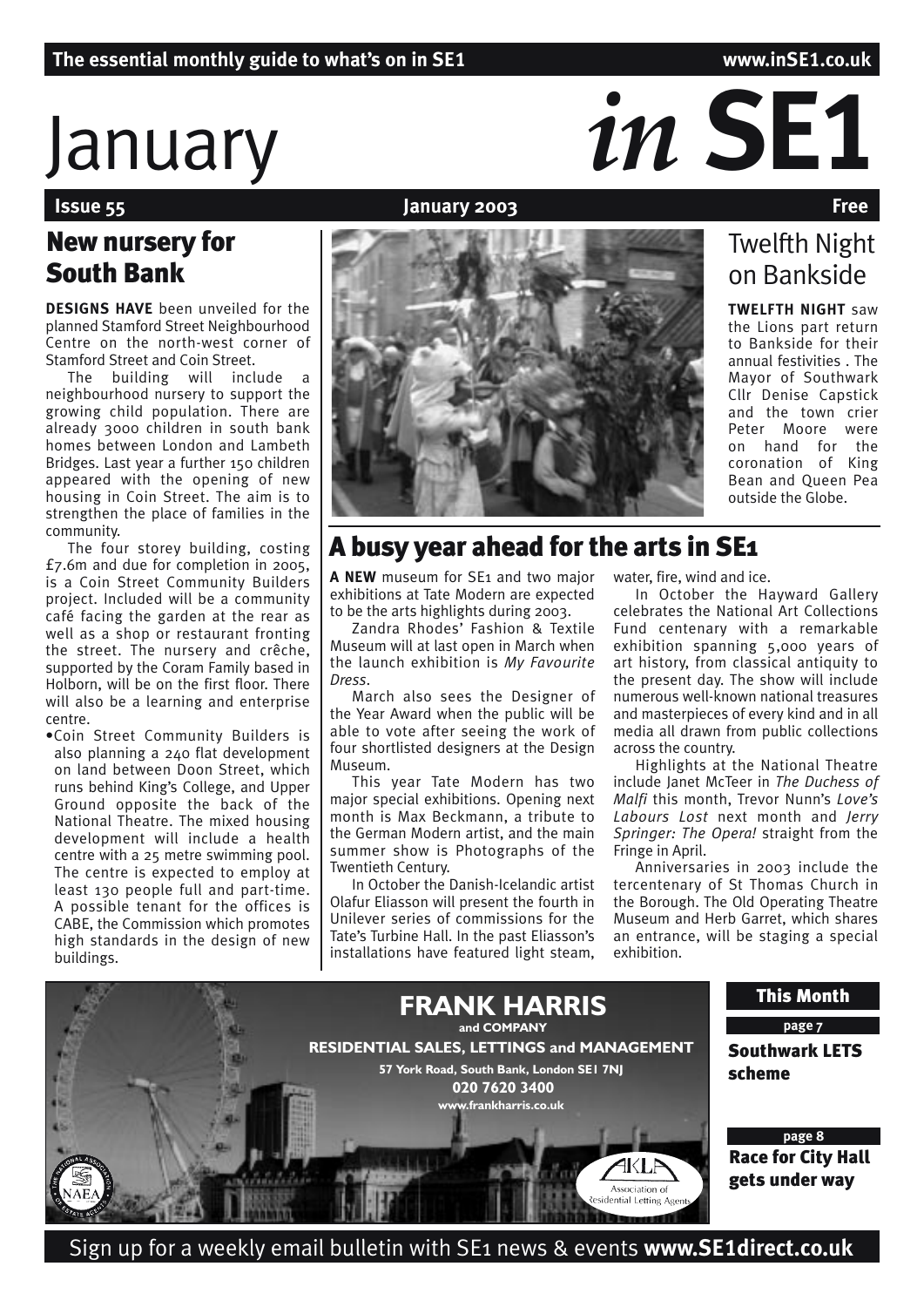The essential monthly guide to what's on in SE1 — www.inSE1.co.uk

# January *in* SE1

**Issue 55** — **January 2003** — **Free**

## New nursery for South Bank

**DESIGNS HAVE** been unveiled for the planned Stamford Street Neighbourhood Centre on the north-west corner of Stamford Street and Coin Street.

The building will include a neighbourhood nursery to support the growing child population. There are already 3000 children in south bank homes between London and Lambeth Bridges. Last year a further 150 children appeared with the opening of new housing in Coin Street. The aim is to strengthen the place of families in the community.

The four storey building, costing £7.6m and due for completion in 2005, is a Coin Street Community Builders project. Included will be a community café facing the garden at the rear as well as a shop or restaurant fronting the street. The nursery and crêche, supported by the Coram Family based in Holborn, will be on the first floor. There will also be a learning and enterprise centre.

- Coin Street Community Builders is also planning a 240 flat development on land between Doon Street, which runs behind King's College, and Upper Ground opposite the back of the National Theatre. The mixed housing development will include a health centre with a 25 metre swimming pool. The centre is expected to employ at least 130 people full and part-time. A possible tenant for the offices is CABE, the Commission which promotes high standards in the design of new buildings.

## Twelfth Night on Bankside

**TWELFTH NIGHT** saw the Lions part return to Bankside for their annual festivities . The Mayor of Southwark Cllr Denise Capstick and the town crier Peter Moore were on hand for the coronation of King Bean and Queen Pea outside the Globe.

## A busy year ahead for the arts in SE1

**A NEW** museum for SE1 and two major exhibitions at Tate Modern are expected to be the arts highlights during 2003.

Zandra Rhodes' Fashion & Textile Museum will at last open in March when the launch exhibition is *My Favourite Dress*.

March also sees the Designer of the Year Award when the public will be able to vote after seeing the work of four shortlisted designers at the Design Museum.

This year Tate Modern has two major special exhibitions. Opening next month is Max Beckmann, a tribute to the German Modern artist, and the main summer show is Photographs of the Twentieth Century.

In October the Danish-Icelandic artist Olafur Eliasson will present the fourth in Unilever series of commissions for the Tate's Turbine Hall. In the past Eliasson's installations have featured light steam, water, fire, wind and ice.

In October the Hayward Gallery celebrates the National Art Collections Fund centenary with a remarkable exhibition spanning 5,000 years of art history, from classical antiquity to the present day. The show will include numerous well-known national treasures and masterpieces of every kind and in all media all drawn from public collections across the country.

Highlights at the National Theatre include Janet McTeer in *The Duchess of Malfi* this month, Trevor Nunn's *Love's Labours Lost* next month and *Jerry Springer: The Opera!* straight from the Fringe in April.

Anniversaries in 2003 include the tercentenary of St Thomas Church in the Borough. The Old Operating Theatre Museum and Herb Garret, which shares an entrance, will be staging a special exhibition.

**FRANK HARRIS and COMPANY**
**RESIDENTIAL SALES, LETTINGS and MANAGEMENT**
**57 York Road, South Bank, London SE1 7NJ**
**020 7620 3400**
**www.frankharris.co.uk**

NAEA — AKLA Association of Residential Letting Agents

### This Month

**page 7** — **Southwark LETS scheme**

**page 8** — **Race for City Hall gets under way**

Sign up for a weekly email bulletin with SE1 news & events **www.SE1direct.co.uk**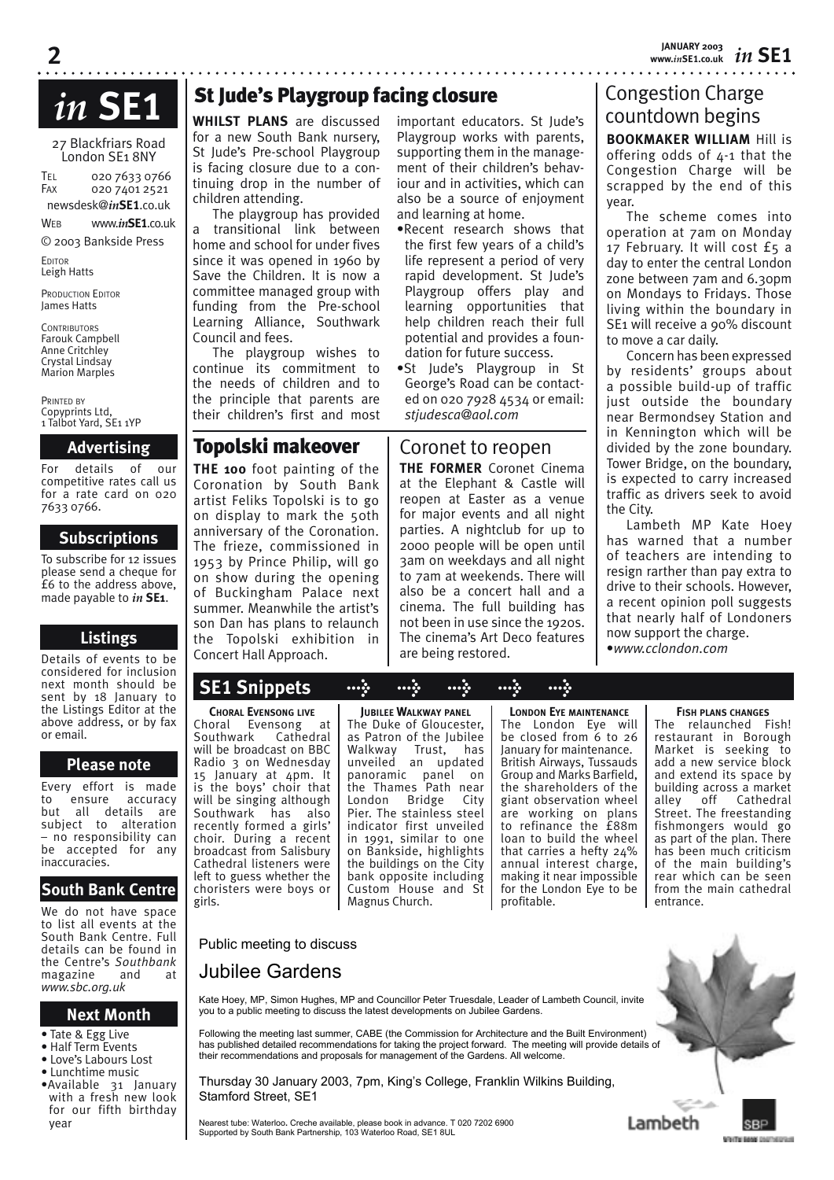# *in* SE1

27 Blackfriars Road
London SE1 8NY

Tel 020 7633 0766
Fax 020 7401 2521
newsdesk@*in*SE1.co.uk
Web www.*in*SE1.co.uk

© 2003 Bankside Press

Editor
Leigh Hatts

Production Editor
James Hatts

Contributors
Farouk Campbell
Anne Critchley
Crystal Lindsay
Marion Marples

Printed by
Copyprints Ltd,
1 Talbot Yard, SE1 1YP

### Advertising

For details of our competitive rates call us for a rate card on 020 7633 0766.

### Subscriptions

To subscribe for 12 issues please send a cheque for £6 to the address above, made payable to *in* **SE1**.

### Listings

Details of events to be considered for inclusion next month should be sent by 18 January to the Listings Editor at the above address, or by fax or email.

### Please note

Every effort is made to ensure accuracy but all details are subject to alteration – no responsibility can be accepted for any inaccuracies.

### South Bank Centre

We do not have space to list all events at the South Bank Centre. Full details can be found in the Centre's *Southbank* magazine and at *www.sbc.org.uk*

### Next Month

- Tate & Egg Live
- Half Term Events
- Love's Labours Lost
- Lunchtime music
- Available 31 January with a fresh new look for our fifth birthday year

## St Jude's Playgroup facing closure

**WHILST PLANS** are discussed for a new South Bank nursery, St Jude's Pre-school Playgroup is facing closure due to a continuing drop in the number of children attending.

The playgroup has provided a transitional link between home and school for under fives since it was opened in 1960 by Save the Children. It is now a committee managed group with funding from the Pre-school Learning Alliance, Southwark Council and fees.

The playgroup wishes to continue its commitment to the needs of children and to the principle that parents are their children's first and most important educators. St Jude's Playgroup works with parents, supporting them in the management of their children's behaviour and in activities, which can also be a source of enjoyment and learning at home.

- Recent research shows that the first few years of a child's life represent a period of very rapid development. St Jude's Playgroup offers play and learning opportunities that help children reach their full potential and provides a foundation for future success.
- St Jude's Playgroup in St George's Road can be contacted on 020 7928 4534 or email: *stjudesca@aol.com*

## Topolski makeover

**THE 100** foot painting of the Coronation by South Bank artist Feliks Topolski is to go on display to mark the 50th anniversary of the Coronation. The frieze, commissioned in 1953 by Prince Philip, will go on show during the opening of Buckingham Palace next summer. Meanwhile the artist's son Dan has plans to relaunch the Topolski exhibition in Concert Hall Approach.

## Coronet to reopen

**THE FORMER** Coronet Cinema at the Elephant & Castle will reopen at Easter as a venue for major events and all night parties. A nightclub for up to 2000 people will be open until 3am on weekdays and all night to 7am at weekends. There will also be a concert hall and a cinema. The full building has not been in use since the 1920s. The cinema's Art Deco features are being restored.

## Congestion Charge countdown begins

**BOOKMAKER WILLIAM** Hill is offering odds of 4-1 that the Congestion Charge will be scrapped by the end of this year.

The scheme comes into operation at 7am on Monday 17 February. It will cost £5 a day to enter the central London zone between 7am and 6.30pm on Mondays to Fridays. Those living within the boundary in SE1 will receive a 90% discount to move a car daily.

Concern has been expressed by residents' groups about a possible build-up of traffic just outside the boundary near Bermondsey Station and in Kennington which will be divided by the zone boundary. Tower Bridge, on the boundary, is expected to carry increased traffic as drivers seek to avoid the City.

Lambeth MP Kate Hoey has warned that a number of teachers are intending to resign rarther than pay extra to drive to their schools. However, a recent opinion poll suggests that nearly half of Londoners now support the charge.

- *www.cclondon.com*

## SE1 Snippets

**Choral Evensong live**
Choral Evensong at Southwark Cathedral will be broadcast on BBC Radio 3 on Wednesday 15 January at 4pm. It is the boys' choir that will be singing although Southwark has also recently formed a girls' choir. During a recent broadcast from Salisbury Cathedral listeners were left to guess whether the choristers were boys or girls.

**Jubilee Walkway panel**
The Duke of Gloucester, as Patron of the Jubilee Walkway Trust, has unveiled an updated panoramic panel on the Thames Path near London Bridge City Pier. The stainless steel indicator first unveiled in 1991, similar to one on Bankside, highlights the buildings on the City bank opposite including Custom House and St Magnus Church.

**London Eye maintenance**
The London Eye will be closed from 6 to 26 January for maintenance. British Airways, Tussauds Group and Marks Barfield, the shareholders of the giant observation wheel are working on plans to refinance the £88m loan to build the wheel that carries a hefty 24% annual interest charge, making it near impossible for the London Eye to be profitable.

**Fish plans changes**
The relaunched Fish! restaurant in Borough Market is seeking to add a new service block and extend its space by building across a market alley off Cathedral Street. The freestanding fishmongers would go as part of the plan. There has been much criticism of the main building's rear which can be seen from the main cathedral entrance.

Public meeting to discuss

## Jubilee Gardens

Kate Hoey, MP, Simon Hughes, MP and Councillor Peter Truesdale, Leader of Lambeth Council, invite you to a public meeting to discuss the latest developments on Jubilee Gardens.

Following the meeting last summer, CABE (the Commission for Architecture and the Built Environment) has published detailed recommendations for taking the project forward. The meeting will provide details of their recommendations and proposals for management of the Gardens. All welcome.

Thursday 30 January 2003, 7pm, King's College, Franklin Wilkins Building, Stamford Street, SE1

Nearest tube: Waterloo. Creche available, please book in advance. T 020 7202 6900
Supported by South Bank Partnership, 103 Waterloo Road, SE1 8UL

Lambeth SBP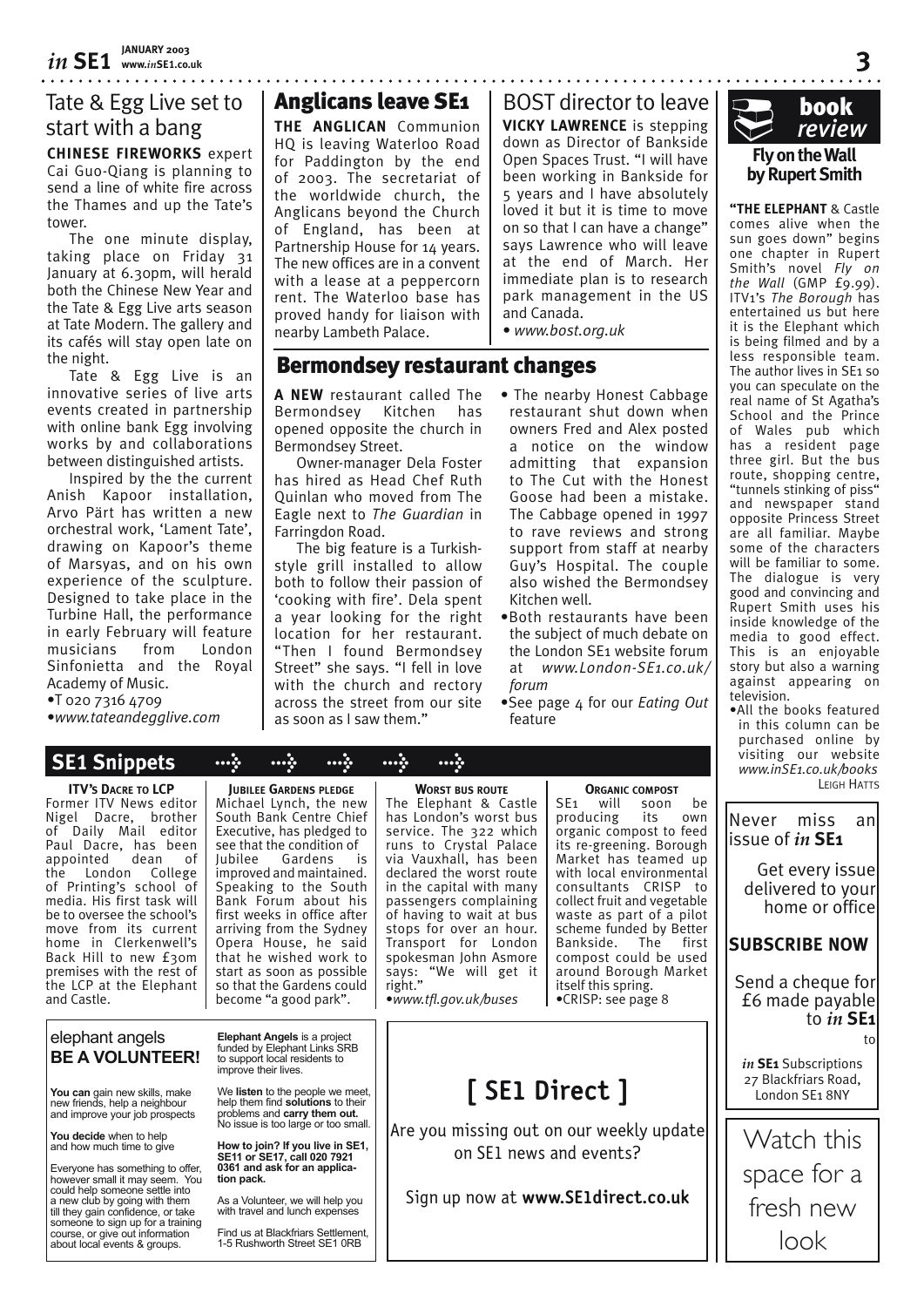## Tate & Egg Live set to start with a bang

**CHINESE FIREWORKS** expert Cai Guo-Qiang is planning to send a line of white fire across the Thames and up the Tate's tower.

The one minute display, taking place on Friday 31 January at 6.30pm, will herald both the Chinese New Year and the Tate & Egg Live arts season at Tate Modern. The gallery and its cafés will stay open late on the night.

Tate & Egg Live is an innovative series of live arts events created in partnership with online bank Egg involving works by and collaborations between distinguished artists.

Inspired by the the current Anish Kapoor installation, Arvo Pärt has written a new orchestral work, 'Lament Tate', drawing on Kapoor's theme of Marsyas, and on his own experience of the sculpture. Designed to take place in the Turbine Hall, the performance in early February will feature musicians from London Sinfonietta and the Royal Academy of Music.

- T 020 7316 4709
- *www.tateandegglive.com*

## Anglicans leave SE1

**THE ANGLICAN** Communion HQ is leaving Waterloo Road for Paddington by the end of 2003. The secretariat of the worldwide church, the Anglicans beyond the Church of England, has been at Partnership House for 14 years. The new offices are in a convent with a lease at a peppercorn rent. The Waterloo base has proved handy for liaison with nearby Lambeth Palace.

## BOST director to leave

**VICKY LAWRENCE** is stepping down as Director of Bankside Open Spaces Trust. "I will have been working in Bankside for 5 years and I have absolutely loved it but it is time to move on so that I can have a change" says Lawrence who will leave at the end of March. Her immediate plan is to research park management in the US and Canada.

- *www.bost.org.uk*

## Bermondsey restaurant changes

**A NEW** restaurant called The Bermondsey Kitchen has opened opposite the church in Bermondsey Street.

Owner-manager Dela Foster has hired as Head Chef Ruth Quinlan who moved from The Eagle next to *The Guardian* in Farringdon Road.

The big feature is a Turkish-style grill installed to allow both to follow their passion of 'cooking with fire'. Dela spent a year looking for the right location for her restaurant. "Then I found Bermondsey Street" she says. "I fell in love with the church and rectory across the street from our site as soon as I saw them."

- The nearby Honest Cabbage restaurant shut down when owners Fred and Alex posted a notice on the window admitting that expansion to The Cut with the Honest Goose had been a mistake. The Cabbage opened in 1997 to rave reviews and strong support from staff at nearby Guy's Hospital. The couple also wished the Bermondsey Kitchen well.
- Both restaurants have been the subject of much debate on the London SE1 website forum at *www.London-SE1.co.uk/forum*
- See page 4 for our *Eating Out* feature

## book review

### Fly on the Wall by Rupert Smith

**"THE ELEPHANT** & Castle comes alive when the sun goes down" begins one chapter in Rupert Smith's novel *Fly on the Wall* (GMP £9.99). ITV1's *The Borough* has entertained us but here it is the Elephant which is being filmed and by a less responsible team. The author lives in SE1 so you can speculate on the real name of St Agatha's School and the Prince of Wales pub which has a resident page three girl. But the bus route, shopping centre, "tunnels stinking of piss" and newspaper stand opposite Princess Street are all familiar. Maybe some of the characters will be familiar to some. The dialogue is very good and convincing and Rupert Smith uses his inside knowledge of the media to good effect. This is an enjoyable story but also a warning against appearing on television.

- All the books featured in this column can be purchased online by visiting our website *www.inSE1.co.uk/books*

LEIGH HATTS

## SE1 Snippets

**ITV's DACRE TO LCP**
Former ITV News editor Nigel Dacre, brother of Daily Mail editor Paul Dacre, has been appointed dean of the London College of Printing's school of media. His first task will be to oversee the school's move from its current home in Clerkenwell's Back Hill to new £30m premises with the rest of the LCP at the Elephant and Castle.

**JUBILEE GARDENS PLEDGE**
Michael Lynch, the new South Bank Centre Chief Executive, has pledged to see that the condition of Jubilee Gardens is improved and maintained. Speaking to the South Bank Forum about his first weeks in office after arriving from the Sydney Opera House, he said that he wished work to start as soon as possible so that the Gardens could become "a good park".

**WORST BUS ROUTE**
The Elephant & Castle has London's worst bus service. The 322 which runs to Crystal Palace via Vauxhall, has been declared the worst route in the capital with many passengers complaining of having to wait at bus stops for over an hour. Transport for London spokesman John Asmore says: "We will get it right."

- *www.tfl.gov.uk/buses*

**ORGANIC COMPOST**
SE1 will soon be producing its own organic compost to feed its re-greening. Borough Market has teamed up with local environmental consultants CRISP to collect fruit and vegetable waste as part of a pilot scheme funded by Better Bankside. The first compost could be used around Borough Market itself this spring.

- CRISP: see page 8

## Never miss an issue of *in* SE1

Get every issue delivered to your home or office

**SUBSCRIBE NOW**

Send a cheque for £6 made payable to *in* SE1 to

*in* SE1 Subscriptions
27 Blackfriars Road,
London SE1 8NY

## elephant angels BE A VOLUNTEER!

**You can** gain new skills, make new friends, help a neighbour and improve your job prospects

**You decide** when to help and how much time to give

Everyone has something to offer, however small it may seem. You could help someone settle into a new club by going with them till they gain confidence, or take someone to sign up for a training course, or give out information about local events & groups.

**Elephant Angels** is a project funded by Elephant Links SRB to support local residents to improve their lives.

We **listen** to the people we meet, help them find **solutions** to their problems and **carry them out.** No issue is too large or too small.

**How to join? If you live in SE1, SE11 or SE17, call 020 7921 0361 and ask for an application pack.**

As a Volunteer, we will help you with travel and lunch expenses

Find us at Blackfriars Settlement, 1-5 Rushworth Street SE1 0RB

## [ SE1 Direct ]

Are you missing out on our weekly update on SE1 news and events?

Sign up now at **www.SE1direct.co.uk**

Watch this space for a fresh new look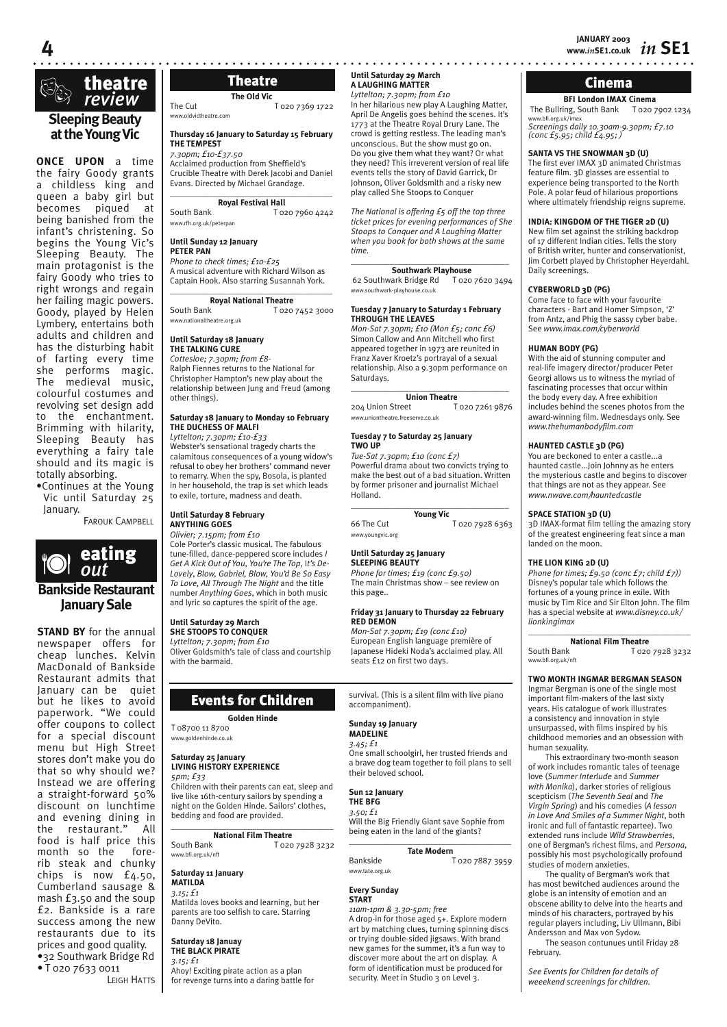# theatre *review*

## Sleeping Beauty at the Young Vic

**ONCE UPON** a time the fairy Goody grants a childless king and queen a baby girl but becomes piqued at being banished from the infant's christening. So begins the Young Vic's Sleeping Beauty. The main protagonist is the fairy Goody who tries to right wrongs and regain her failing magic powers. Goody, played by Helen Lymbery, entertains both adults and children and has the disturbing habit of farting every time she performs magic. The medieval music, colourful costumes and revolving set design add to the enchantment. Brimming with hilarity, Sleeping Beauty has everything a fairy tale should and its magic is totally absorbing.

•Continues at the Young Vic until Saturday 25 January.

FAROUK CAMPBELL

# eating *out*

## Bankside Restaurant January Sale

**STAND BY** for the annual newspaper offers for cheap lunches. Kelvin MacDonald of Bankside Restaurant admits that January can be quiet but he likes to avoid paperwork. "We could offer coupons to collect for a special discount menu but High Street stores don't make you do that so why should we? Instead we are offering a straight-forward 50% discount on lunchtime and evening dining in the restaurant." All food is half price this month so the fore-rib steak and chunky chips is now £4.50, Cumberland sausage & mash £3.50 and the soup £2. Bankside is a rare success among the new restaurants due to its prices and good quality.

•32 Southwark Bridge Rd
• T 020 7633 0011

LEIGH HATTS

# Theatre

### The Old Vic

The Cut T 020 7369 1722
www.oldvictheatre.com

**Thursday 16 January to Saturday 15 February**
**THE TEMPEST**
*7.30pm; £10-£37.50*
Acclaimed production from Sheffield's Crucible Theatre with Derek Jacobi and Daniel Evans. Directed by Michael Grandage.

### Royal Festival Hall

South Bank T 020 7960 4242
www.rfh.org.uk/peterpan

**Until Sunday 12 January**
**PETER PAN**
*Phone to check times; £10-£25*
A musical adventure with Richard Wilson as Captain Hook. Also starring Susannah York.

### Royal National Theatre

South Bank T 020 7452 3000
www.nationaltheatre.org.uk

**Until Saturday 18 January**
**THE TALKING CURE**
*Cottesloe; 7.30pm; from £8-*
Ralph Fiennes returns to the National for Christopher Hampton's new play about the relationship between Jung and Freud (among other things).

**Saturday 18 January to Monday 10 February**
**THE DUCHESS OF MALFI**
*Lyttelton; 7.30pm; £10-£33*
Webster's sensational tragedy charts the calamitous consequences of a young widow's refusal to obey her brothers' command never to remarry. When the spy, Bosola, is planted in her household, the trap is set which leads to exile, torture, madness and death.

**Until Saturday 8 February**
**ANYTHING GOES**
*Olivier; 7.15pm; from £10*
Cole Porter's classic musical. The fabulous tune-filled, dance-peppered score includes *I Get A Kick Out of You*, *You're The Top*, *It's De-Lovely*, *Blow, Gabriel, Blow*, *You'd Be So Easy To Love*, *All Through The Night* and the title number *Anything Goes*, which in both music and lyric so captures the spirit of the age.

**Until Saturday 29 March**
**SHE STOOPS TO CONQUER**
*Lyttelton; 7.30pm; from £10*
Oliver Goldsmith's tale of class and courtship with the barmaid.

**Until Saturday 29 March**
**A LAUGHING MATTER**
*Lyttelton; 7.30pm; from £10*
In her hilarious new play A Laughing Matter, April De Angelis goes behind the scenes. It's 1773 at the Theatre Royal Drury Lane. The crowd is getting restless. The leading man's unconscious. But the show must go on. Do you give them what they want? Or what they need? This irreverent version of real life events tells the story of David Garrick, Dr Johnson, Oliver Goldsmith and a risky new play called She Stoops to Conquer

*The National is offering £5 off the top three ticket prices for evening performances of She Stoops to Conquer and A Laughing Matter when you book for both shows at the same time.*

### Southwark Playhouse

62 Southwark Bridge Rd T 020 7620 3494
www.southwark-playhouse.co.uk

**Tuesday 7 January to Saturday 1 February**
**THROUGH THE LEAVES**
*Mon-Sat 7.30pm; £10 (Mon £5; conc £6)*
Simon Callow and Ann Mitchell who first appeared together in 1973 are reunited in Franz Xaver Kroetz's portrayal of a sexual relationship. Also a 9.30pm performance on Saturdays.

### Union Theatre

204 Union Street T 020 7261 9876
www.uniontheatre.freeserve.co.uk

**Tuesday 7 to Saturday 25 January**
**TWO UP**
*Tue-Sat 7.30pm; £10 (conc £7)*
Powerful drama about two convicts trying to make the best out of a bad situation. Written by former prisoner and journalist Michael Holland.

### Young Vic

66 The Cut T 020 7928 6363
www.youngvic.org

**Until Saturday 25 January**
**SLEEPING BEAUTY**
*Phone for times; £19 (conc £9.50)*
The main Christmas show – see review on this page..

**Friday 31 January to Thursday 22 February**
**RED DEMON**
*Mon-Sat 7.30pm; £19 (conc £10)*
European English language première of Japanese Hideki Noda's acclaimed play. All seats £12 on first two days.

# Events for Children

### Golden Hinde

T 08700 11 8700
www.goldenhinde.co.uk

**Saturday 25 January**
**LIVING HISTORY EXPERIENCE**
*5pm; £33*
Children with their parents can eat, sleep and live like 16th-century sailors by spending a night on the Golden Hinde. Sailors' clothes, bedding and food are provided.

### National Film Theatre

South Bank T 020 7928 3232
www.bfi.org.uk/nft

**Saturday 11 January**
**MATILDA**
*3.15; £1*
Matilda loves books and learning, but her parents are too selfish to care. Starring Danny DeVito.

**Saturday 18 Januay**
**THE BLACK PIRATE**
*3.15; £1*
Ahoy! Exciting pirate action as a plan for revenge turns into a daring battle for survival. (This is a silent film with live piano accompaniment).

**Sunday 19 January**
**MADELINE**
*3.45; £1*
One small schoolgirl, her trusted friends and a brave dog team together to foil plans to sell their beloved school.

**Sun 12 January**
**THE BFG**
*3.50; £1*
Will the Big Friendly Giant save Sophie from being eaten in the land of the giants?

### Tate Modern

Bankside T 020 7887 3959
www.tate.org.uk

**Every Sunday**
**START**
*11am-1pm & 3.30-5pm; free*
A drop-in for those aged 5+. Explore modern art by matching clues, turning spinning discs or trying double-sided jigsaws. With brand new games for the summer, it's a fun way to discover more about the art on display. A form of identification must be produced for security. Meet in Studio 3 on Level 3.

# Cinema

### BFI London IMAX Cinema

The Bullring, South Bank T 020 7902 1234
www.bfi.org.uk/imax
*Screenings daily 10.30am-9.30pm; £7.10 (conc £5.95; child £4.95; )*

**SANTA VS THE SNOWMAN 3D (U)**
The first ever IMAX 3D animated Christmas feature film. 3D glasses are essential to experience being transported to the North Pole. A polar feud of hilarious proportions where ultimately friendship reigns supreme.

**INDIA: KINGDOM OF THE TIGER 2D (U)**
New film set against the striking backdrop of 17 different Indian cities. Tells the story of British writer, hunter and conservationist, Jim Corbett played by Christopher Heyerdahl. Daily screenings.

**CYBERWORLD 3D (PG)**
Come face to face with your favourite characters - Bart and Homer Simpson, 'Z' from Antz, and Phig the sassy cyber babe. See *www.imax.com/cyberworld*

**HUMAN BODY (PG)**
With the aid of stunning computer and real-life imagery director/producer Peter Georgi allows us to witness the myriad of fascinating processes that occur within the body every day. A free exhibition includes behind the scenes photos from the award-winning film. Wednesdays only. See *www.thehumanbodyfilm.com*

**HAUNTED CASTLE 3D (PG)**
You are beckoned to enter a castle...a haunted castle...Join Johnny as he enters the mysterious castle and begins to discover that things are not as they appear. See *www.nwave.com/hauntedcastle*

**SPACE STATION 3D (U)**
3D IMAX-format film telling the amazing story of the greatest engineering feat since a man landed on the moon.

**THE LION KING 2D (U)**
*Phone for times; £9.50 (conc £7; child £7))*
Disney's popular tale which follows the fortunes of a young prince in exile. With music by Tim Rice and Sir Elton John. The film has a special website at *www.disney.co.uk/lionkingimax*

### National Film Theatre

South Bank T 020 7928 3232
www.bfi.org.uk/nft

**TWO MONTH INGMAR BERGMAN SEASON**
Ingmar Bergman is one of the single most important film-makers of the last sixty years. His catalogue of work illustrates a consistency and innovation in style unsurpassed, with films inspired by his childhood memories and an obsession with human sexuality.

This extraordinary two-month season of work includes romantic tales of teenage love (*Summer Interlude* and *Summer with Monika*), darker stories of religious scepticism (*The Seventh Seal* and *The Virgin Spring*) and his comedies (*A lesson in Love And Smiles of a Summer Night*, both ironic and full of fantastic repartee). Two extended runs include *Wild Strawberries*, one of Bergman's richest films, and *Persona*, possibly his most psychologically profound studies of modern anxieties.

The quality of Bergman's work that has most bewitched audiences around the globe is an intensity of emotion and an obscene ability to delve into the hearts and minds of his characters, portrayed by his regular players including, Liv Ullmann, Bibi Andersson and Max von Sydow.

The season contunues until Friday 28 February.

*See Events for Children for details of weeekend screenings for children.*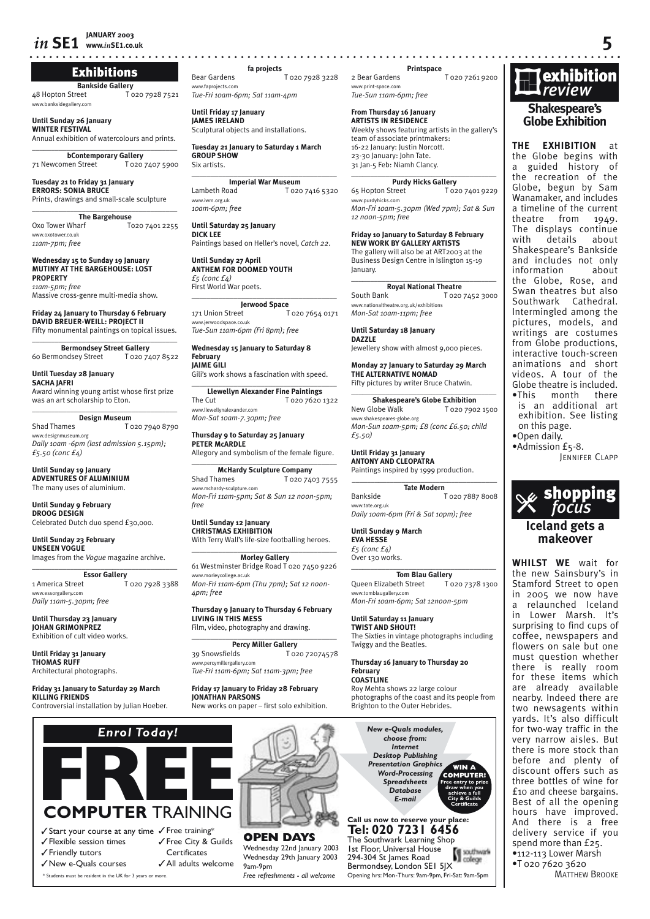## Exhibitions

### Bankside Gallery
48 Hopton Street T 020 7928 7521
www.banksidegallery.com

**Until Sunday 26 January**
**WINTER FESTIVAL**
Annual exhibition of watercolours and prints.

### bContemporary Gallery
71 Newcomen Street T 020 7407 5900

**Tuesday 21 to Friday 31 January**
**ERRORS: SONIA BRUCE**
Prints, drawings and small-scale sculpture

### The Bargehouse
Oxo Tower Wharf T020 7401 2255
www.oxotower.co.uk
*11am-7pm; free*

**Wednesday 15 to Sunday 19 January**
**MUTINY AT THE BARGEHOUSE: LOST PROPERTY**
*11am-5pm; free*
Massive cross-genre multi-media show.

**Friday 24 January to Thursday 6 February**
**DAVID BREUER-WEILL: PROJECT II**
Fifty monumental paintings on topical issues.

### Bermondsey Street Gallery
60 Bermondsey Street T 020 7407 8522

**Until Tuesday 28 January**
**SACHA JAFRI**
Award winning young artist whose first prize was an art scholarship to Eton.

### Design Museum
Shad Thames T 020 7940 8790
www.designmuseum.org
*Daily 10am -6pm (last admission 5.15pm); £5.50 (conc £4)*

**Until Sunday 19 January**
**ADVENTURES OF ALUMINIUM**
The many uses of aluminium.

**Until Sunday 9 February**
**DROOG DESIGN**
Celebrated Dutch duo spend £30,000.

**Until Sunday 23 February**
**UNSEEN VOGUE**
Images from the *Vogue* magazine archive.

### Essor Gallery
1 America Street T 020 7928 3388
www.essorgallery.com
*Daily 11am-5.30pm; free*

**Until Thursday 23 January**
**JOHAN GRIMONPREZ**
Exhibition of cult video works.

**Until Friday 31 January**
**THOMAS RUFF**
Architectural photographs.

**Friday 31 January to Saturday 29 March**
**KILLING FRIENDS**
Controversial installation by Julian Hoeber.

### fa projects
Bear Gardens T 020 7928 3228
www.faprojects.com
*Tue-Fri 10am-6pm; Sat 11am-4pm*

**Until Friday 17 January**
**JAMES IRELAND**
Sculptural objects and installations.

**Tuesday 21 January to Saturday 1 March**
**GROUP SHOW**
Six artists.

### Imperial War Museum
Lambeth Road T 020 7416 5320
www.iwm.org.uk
*10am-6pm; free*

**Until Saturday 25 January**
**DICK LEE**
Paintings based on Heller's novel, *Catch 22*.

**Until Sunday 27 April**
**ANTHEM FOR DOOMED YOUTH**
*£5 (conc £4)*
First World War poets.

### Jerwood Space
171 Union Street T 020 7654 0171
www.jerwoodspace.co.uk
*Tue-Sun 11am-6pm (Fri 8pm); free*

**Wednesday 15 January to Saturday 8 February**
**JAIME GILI**
Gili's work shows a fascination with speed.

### Llewellyn Alexander Fine Paintings
The Cut T 020 7620 1322
www.llewellynalexander.com
*Mon-Sat 10am-7.30pm; free*

**Thursday 9 to Saturday 25 January**
**PETER McARDLE**
Allegory and symbolism of the female figure.

### McHardy Sculpture Company
Shad Thames T 020 7403 7555
www.mchardy-sculpture.com
*Mon-Fri 11am-5pm; Sat & Sun 12 noon-5pm; free*

**Until Sunday 12 January**
**CHRISTMAS EXHIBITION**
With Terry Wall's life-size footballing heroes.

### Morley Gallery
61 Westminster Bridge Road T 020 7450 9226
www.morleycollege.ac.uk
*Mon-Fri 11am-6pm (Thu 7pm); Sat 12 noon-4pm; free*

**Thursday 9 January to Thursday 6 February**
**LIVING IN THIS MESS**
Film, video, photography and drawing.

### Percy Miller Gallery
39 Snowsfields T 020 72074578
www.percymillergallery.com
*Tue-Fri 11am-6pm; Sat 11am-3pm; free*

**Friday 17 January to Friday 28 February**
**JONATHAN PARSONS**
New works on paper – first solo exhibition.

### Printspace
2 Bear Gardens T 020 7261 9200
www.print-space.com
*Tue-Sun 11am-6pm; free*

**From Thursday 16 January**
**ARTISTS IN RESIDENCE**
Weekly shows featuring artists in the gallery's team of associate printmakers:
16-22 January: Justin Norcott.
23-30 January: John Tate.
31 Jan-5 Feb: Niamh Clancy.

### Purdy Hicks Gallery
65 Hopton Street T 020 7401 9229
www.purdyhicks.com
*Mon-Fri 10am-5.30pm (Wed 7pm); Sat & Sun 12 noon-5pm; free*

**Friday 10 January to Saturday 8 February**
**NEW WORK BY GALLERY ARTISTS**
The gallery will also be at ART2003 at the Business Design Centre in Islington 15-19 January.

### Royal National Theatre
South Bank T 020 7452 3000
www.nationaltheatre.org.uk/exhibitions
*Mon-Sat 10am-11pm; free*

**Until Saturday 18 January**
**DAZZLE**
Jewellery show with almost 9,000 pieces.

**Monday 27 January to Saturday 29 March**
**THE ALTERNATIVE NOMAD**
Fifty pictures by writer Bruce Chatwin.

### Shakespeare's Globe Exhibition
New Globe Walk T 020 7902 1500
www.shakespeares-globe.org
*Mon-Sun 10am-5pm; £8 (conc £6.50; child £5.50)*

**Until Friday 31 January**
**ANTONY AND CLEOPATRA**
Paintings inspired by 1999 production.

### Tate Modern
Bankside T 020 7887 8008
www.tate.org.uk
*Daily 10am-6pm (Fri & Sat 10pm); free*

**Until Sunday 9 March**
**EVA HESSE**
*£5 (conc £4)*
Over 130 works.

### Tom Blau Gallery
Queen Elizabeth Street T 020 7378 1300
www.tomblaugallery.com
*Mon-Fri 10am-6pm; Sat 12noon-5pm*

**Until Saturday 11 January**
**TWIST AND SHOUT!**
The Sixties in vintage photographs including Twiggy and the Beatles.

**Thursday 16 January to Thursday 20 February**
**COASTLINE**
Roy Mehta shows 22 large colour photographs of the coast and its people from Brighton to the Outer Hebrides.

## exhibition review

### Shakespeare's Globe Exhibition

**THE EXHIBITION** at the Globe begins with a guided history of the recreation of the Globe, begun by Sam Wanamaker, and includes a timeline of the current theatre from 1949. The displays continue with details about Shakespeare's Bankside and includes not only information about the Globe, Rose, and Swan theatres but also Southwark Cathedral. Intermingled among the pictures, models, and writings are costumes from Globe productions, interactive touch-screen animations and short videos. A tour of the Globe theatre is included.

- This month there is an additional art exhibition. See listing on this page.
- Open daily.
- Admission £5-8.

JENNIFER CLAPP

## shopping focus

### Iceland gets a makeover

**WHILST WE** wait for the new Sainsbury's in Stamford Street to open in 2005 we now have a relaunched Iceland in Lower Marsh. It's surprising to find cups of coffee, newspapers and flowers on sale but one must question whether there is really room for these items which are already available nearby. Indeed there are two newsagents within yards. It's also difficult for two-way traffic in the very narrow aisles. But there is more stock than before and plenty of discount offers such as three bottles of wine for £10 and cheese bargains. Best of all the opening hours have improved. And there is a free delivery service if you spend more than £25.

- 112-113 Lower Marsh
- T 020 7620 3620

MATTHEW BROOKE

---

*Enrol Today!*

**FREE COMPUTER TRAINING**

- ✓ Start your course at any time
- ✓ Flexible session times
- ✓ Friendly tutors
- ✓ New e-Quals courses
- ✓ Free training*
- ✓ Free City & Guilds Certificates
- ✓ All adults welcome

\* Students must be resident in the UK for 3 years or more.

**OPEN DAYS**
Wednesday 22nd January 2003
Wednesday 29th January 2003
9am-9pm
*Free refreshments - all welcome*

*New e-Quals modules, choose from:*
*Internet*
*Desktop Publishing*
*Presentation Graphics*
*Word-Processing*
*Spreadsheets*
*Database*
*E-mail*

**WIN A COMPUTER!** Free entry to prize draw when you achieve a full City & Guilds Certificate

**Call us now to reserve your place:**
**Tel: 020 7231 6456**
The Southwark Learning Shop
1st Floor, Universal House
294-304 St James Road
Bermondsey, London SE1 5JX
Opening hrs: Mon-Thurs: 9am-9pm, Fri-Sat: 9am-5pm

southwark college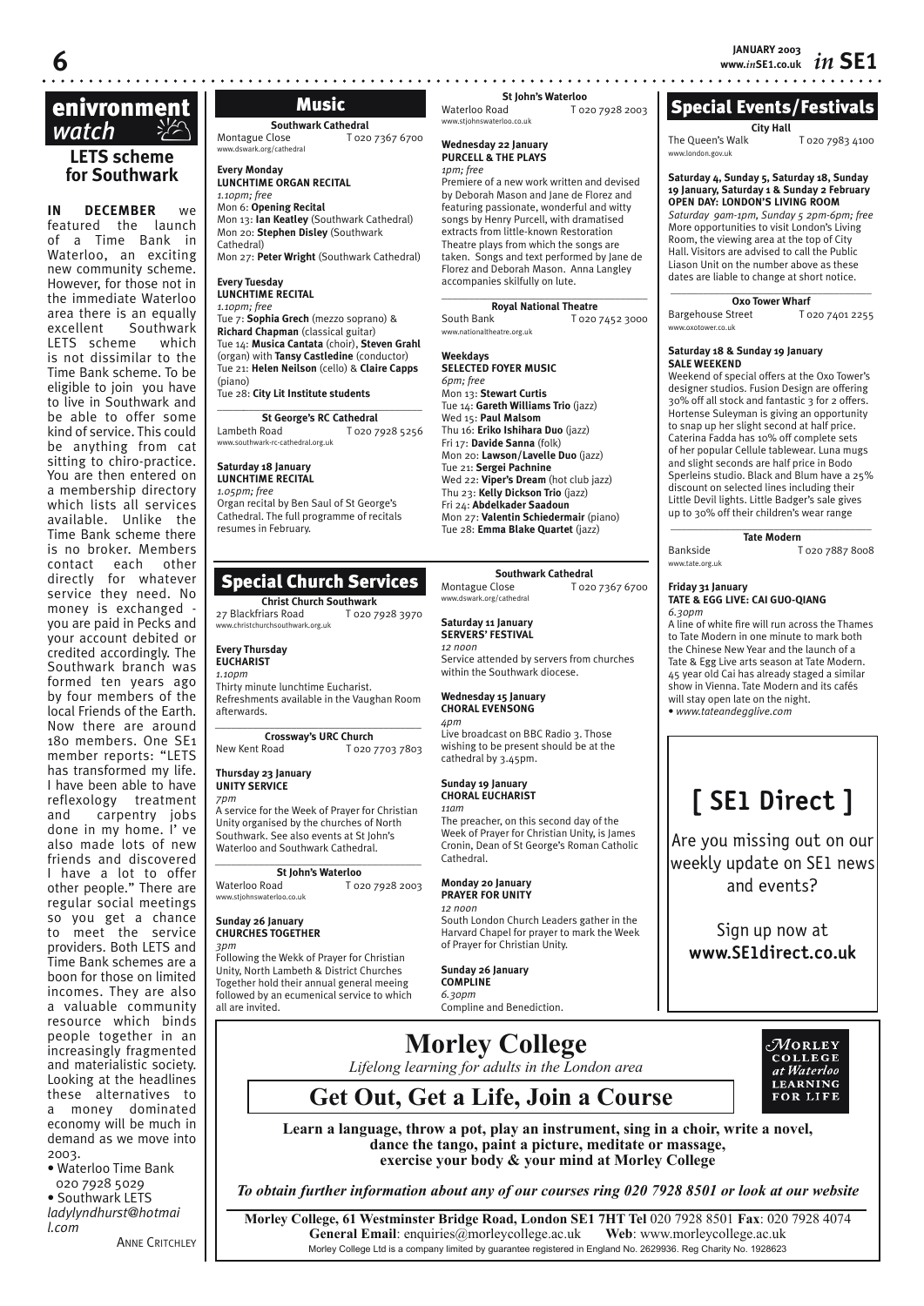# enivronment watch

## LETS scheme for Southwark

**IN DECEMBER** we featured the launch of a Time Bank in Waterloo, an exciting new community scheme. However, for those not in the immediate Waterloo area there is an equally excellent Southwark LETS scheme which is not dissimilar to the Time Bank scheme. To be eligible to join you have to live in Southwark and be able to offer some kind of service. This could be anything from cat sitting to chiro-practice. You are then entered on a membership directory which lists all services available. Unlike the Time Bank scheme there is no broker. Members contact each other directly for whatever service they need. No money is exchanged - you are paid in Pecks and your account debited or credited accordingly. The Southwark branch was formed ten years ago by four members of the local Friends of the Earth. Now there are around 180 members. One SE1 member reports: "LETS has transformed my life. I have been able to have reflexology treatment and carpentry jobs done in my home. I' ve also made lots of new friends and discovered I have a lot to offer other people." There are regular social meetings so you get a chance to meet the service providers. Both LETS and Time Bank schemes are a boon for those on limited incomes. They are also a valuable community resource which binds people together in an increasingly fragmented and materialistic society. Looking at the headlines these alternatives to a money dominated economy will be much in demand as we move into 2003.

- Waterloo Time Bank 020 7928 5029
- Southwark LETS *ladylyndhurst@hotmail.com*

ANNE CRITCHLEY

# Music

**Southwark Cathedral**
Montague Close T 020 7367 6700
www.dswark.org/cathedral

**Every Monday**
**LUNCHTIME ORGAN RECITAL**
*1.10pm; free*
Mon 6: **Opening Recital**
Mon 13: **Ian Keatley** (Southwark Cathedral)
Mon 20: **Stephen Disley** (Southwark Cathedral)
Mon 27: **Peter Wright** (Southwark Cathedral)

**Every Tuesday**
**LUNCHTIME RECITAL**
*1.10pm; free*
Tue 7: **Sophia Grech** (mezzo soprano) & **Richard Chapman** (classical guitar)
Tue 14: **Musica Cantata** (choir), **Steven Grahl** (organ) with **Tansy Castledine** (conductor)
Tue 21: **Helen Neilson** (cello) & **Claire Capps** (piano)
Tue 28: **City Lit Institute students**

**St George's RC Cathedral**
Lambeth Road T 020 7928 5256
www.southwark-rc-cathedral.org.uk

**Saturday 18 January**
**LUNCHTIME RECITAL**
*1.05pm; free*
Organ recital by Ben Saul of St George's Cathedral. The full programme of recitals resumes in February.

**St John's Waterloo**
Waterloo Road T 020 7928 2003
www.stjohnswaterloo.co.uk

**Wednesday 22 January**
**PURCELL & THE PLAYS**
*1pm; free*
Premiere of a new work written and devised by Deborah Mason and Jane de Florez and featuring passionate, wonderful and witty songs by Henry Purcell, with dramatised extracts from little-known Restoration Theatre plays from which the songs are taken. Songs and text performed by Jane de Florez and Deborah Mason. Anna Langley accompanies skilfully on lute.

**Royal National Theatre**
South Bank T 020 7452 3000
www.nationaltheatre.org.uk

**Weekdays**
**SELECTED FOYER MUSIC**
*6pm; free*
Mon 13: **Stewart Curtis**
Tue 14: **Gareth Williams Trio** (jazz)
Wed 15: **Paul Malsom**
Thu 16: **Eriko Ishihara Duo** (folk)
Fri 17: **Davide Sanna** (folk)
Mon 20: **Lawson/Lavelle Duo** (jazz)
Tue 21: **Sergei Pachnine**
Wed 22: **Viper's Dream** (hot club jazz)
Thu 23: **Kelly Dickson Trio** (jazz)
Fri 24: **Abdelkader Saadoun**
Mon 27: **Valentin Schiedermair** (piano)
Tue 28: **Emma Blake Quartet** (jazz)

# Special Church Services

**Christ Church Southwark**
27 Blackfriars Road T 020 7928 3970
www.christchurchsouthwark.org.uk

**Every Thursday**
**EUCHARIST**
*1.10pm*
Thirty minute lunchtime Eucharist. Refreshments available in the Vaughan Room afterwards.

**Crossway's URC Church**
New Kent Road T 020 7703 7803

**Thursday 23 January**
**UNITY SERVICE**
*7pm*
A service for the Week of Prayer for Christian Unity organised by the churches of North Southwark. See also events at St John's Waterloo and Southwark Cathedral.

**St John's Waterloo**
Waterloo Road T 020 7928 2003
www.stjohnswaterloo.co.uk

**Sunday 26 January**
**CHURCHES TOGETHER**
*3pm*
Following the Wekk of Prayer for Christian Unity, North Lambeth & District Churches Together hold their annual general meeing followed by an ecumenical service to which all are invited.

**Southwark Cathedral**
Montague Close T 020 7367 6700
www.dswark.org/cathedral

**Saturday 11 January**
**SERVERS' FESTIVAL**
*12 noon*
Service attended by servers from churches within the Southwark diocese.

**Wednesday 15 January**
**CHORAL EVENSONG**
*4pm*
Live broadcast on BBC Radio 3. Those wishing to be present should be at the cathedral by 3.45pm.

**Sunday 19 January**
**CHORAL EUCHARIST**
*11am*
The preacher, on this second day of the Week of Prayer for Christian Unity, is James Cronin, Dean of St George's Roman Catholic Cathedral.

**Monday 20 January**
**PRAYER FOR UNITY**
*12 noon*
South London Church Leaders gather in the Harvard Chapel for prayer to mark the Week of Prayer for Christian Unity.

**Sunday 26 January**
**COMPLINE**
*6.30pm*
Compline and Benediction.

# Special Events/Festivals

**City Hall**
The Queen's Walk T 020 7983 4100
www.london.gov.uk

**Saturday 4, Sunday 5, Saturday 18, Sunday 19 January, Saturday 1 & Sunday 2 February**
**OPEN DAY: LONDON'S LIVING ROOM**
*Saturday 9am-1pm, Sunday 5 2pm-6pm; free*
More opportunities to visit London's Living Room, the viewing area at the top of City Hall. Visitors are advised to call the Public Liason Unit on the number above as these dates are liable to change at short notice.

**Oxo Tower Wharf**
Bargehouse Street T 020 7401 2255
www.oxotower.co.uk

**Saturday 18 & Sunday 19 January**
**SALE WEEKEND**
Weekend of special offers at the Oxo Tower's designer studios. Fusion Design are offering 30% off all stock and fantastic 3 for 2 offers. Hortense Suleyman is giving an opportunity to snap up her slight second at half price. Caterina Fadda has 10% off complete sets of her popular Cellule tablewear. Luna mugs and slight seconds are half price in Bodo Sperleins studio. Black and Blum have a 25% discount on selected lines including their Little Devil lights. Little Badger's sale gives up to 30% off their children's wear range

**Tate Modern**
Bankside T 020 7887 8008
www.tate.org.uk

**Friday 31 January**
**TATE & EGG LIVE: CAI GUO-QIANG**
*6.30pm*
A line of white fire will run across the Thames to Tate Modern in one minute to mark both the Chinese New Year and the launch of a Tate & Egg Live arts season at Tate Modern. 45 year old Cai has already staged a similar show in Vienna. Tate Modern and its cafés will stay open late on the night.
• *www.tateandegglive.com*

## [ SE1 Direct ]

Are you missing out on our weekly update on SE1 news and events?

Sign up now at **www.SE1direct.co.uk**

# Morley College

*Lifelong learning for adults in the London area*

## Get Out, Get a Life, Join a Course

**Learn a language, throw a pot, play an instrument, sing in a choir, write a novel, dance the tango, paint a picture, meditate or massage, exercise your body & your mind at Morley College**

*To obtain further information about any of our courses ring 020 7928 8501 or look at our website*

**Morley College, 61 Westminster Bridge Road, London SE1 7HT Tel** 020 7928 8501 **Fax**: 020 7928 4074
**General Email**: enquiries@morleycollege.ac.uk **Web**: www.morleycollege.ac.uk
Morley College Ltd is a company limited by guarantee registered in England No. 2629936. Reg Charity No. 1928623

MORLEY COLLEGE at Waterloo LEARNING FOR LIFE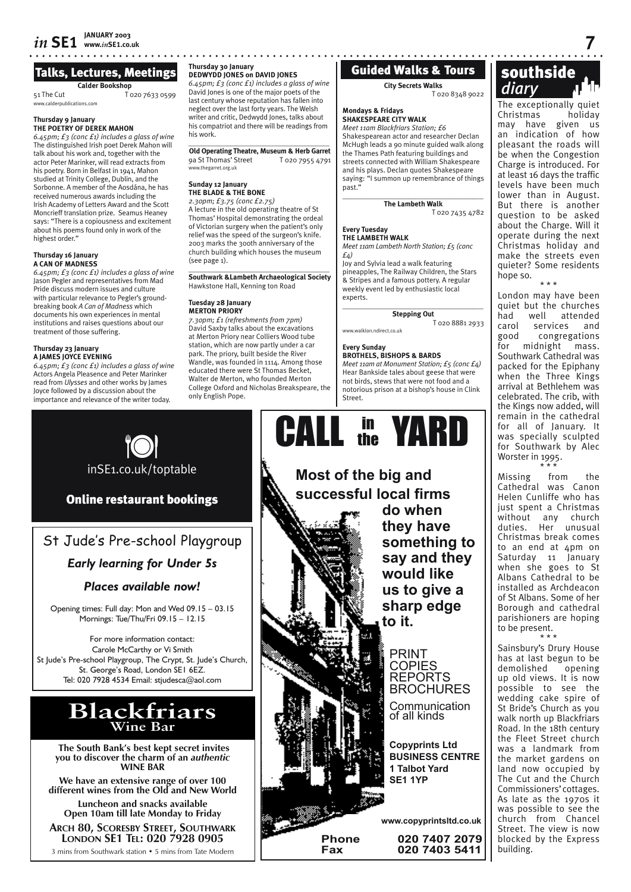## Talks, Lectures, Meetings

**Calder Bookshop**
51 The Cut T 020 7633 0599
www.calderpublications.com

**Thursday 9 January**
**THE POETRY OF DEREK MAHON**
*6.45pm; £3 (conc £1) includes a glass of wine*
The distinguished Irish poet Derek Mahon will talk about his work and, together with the actor Peter Marinker, will read extracts from his poetry. Born in Belfast in 1941, Mahon studied at Trinity College, Dublin, and the Sorbonne. A member of the Aosdána, he has received numerous awards including the Irish Academy of Letters Award and the Scott Moncrieff translation prize. Seamus Heaney says: "There is a copiousness and excitement about his poems found only in work of the highest order."

**Thursday 16 January**
**A CAN OF MADNESS**
*6.45pm; £3 (conc £1) includes a glass of wine*
Jason Pegler and representatives from Mad Pride discuss modern issues and culture with particular relevance to Pegler's ground-breaking book *A Can of Madness* which documents his own experiences in mental institutions and raises questions about our treatment of those suffering.

**Thursday 23 January**
**A JAMES JOYCE EVENING**
*6.45pm; £3 (conc £1) includes a glass of wine*
Actors Angela Pleasence and Peter Marinker read from *Ulysses* and other works by James Joyce followed by a discussion about the importance and relevance of the writer today.

**Thursday 30 January**
**DEDWYDD JONES on DAVID JONES**
*6.45pm; £3 (conc £1) includes a glass of wine*
David Jones is one of the major poets of the last century whose reputation has fallen into neglect over the last forty years. The Welsh writer and critic, Dedwydd Jones, talks about his compatriot and there will be readings from his work.

**Old Operating Theatre, Museum & Herb Garret**
9a St Thomas' Street T 020 7955 4791
www.thegarret.org.uk

**Sunday 12 January**
**THE BLADE & THE BONE**
*2.30pm; £3.75 (conc £2.75)*
A lecture in the old operating theatre of St Thomas' Hospital demonstrating the ordeal of Victorian surgery when the patient's only relief was the speed of the surgeon's knife. 2003 marks the 300th anniversary of the church building which houses the museum (see page 1).

**Southwark &Lambeth Archaeological Society**
Hawkstone Hall, Kenning ton Road

**Tuesday 28 January**
**MERTON PRIORY**
*7.30pm; £1 (refreshments from 7pm)*
David Saxby talks about the excavations at Merton Priory near Colliers Wood tube station, which are now partly under a car park. The priory, built beside the River Wandle, was founded in 1114. Among those educated there were St Thomas Becket, Walter de Merton, who founded Merton College Oxford and Nicholas Breakspeare, the only English Pope.

## Guided Walks & Tours

**City Secrets Walks**
T 020 8348 9022

**Mondays & Fridays**
**SHAKESPEARE CITY WALK**
*Meet 11am Blackfriars Station; £6*
Shakespearean actor and researcher Declan McHugh leads a 90 minute guided walk along the Thames Path featuring buildings and streets connected with William Shakespeare and his plays. Declan quotes Shakespeare saying: "I summon up remembrance of things past."

**The Lambeth Walk**
T 020 7435 4782

**Every Tuesday**
**THE LAMBETH WALK**
*Meet 11am Lambeth North Station; £5 (conc £4)*
Joy and Sylvia lead a walk featuring pineapples, The Railway Children, the Stars & Stripes and a famous pottery. A regular weekly event led by enthusiastic local experts.

**Stepping Out**
T 020 8881 2933
www.walklon.ndirect.co.uk

**Every Sunday**
**BROTHELS, BISHOPS & BARDS**
*Meet 11am at Monument Station; £5 (conc £4)*
Hear Bankside tales about geese that were not birds, stews that were not food and a notorious prison at a bishop's house in Clink Street.

## southside *diary*

The exceptionally quiet Christmas holiday may have given us an indication of how pleasant the roads will be when the Congestion Charge is introduced. For at least 16 days the traffic levels have been much lower than in August. But there is another question to be asked about the Charge. Will it operate during the next Christmas holiday and make the streets even quieter? Some residents hope so.

\* \* \*

London may have been quiet but the churches had well attended carol services and good congregations for midnight mass. Southwark Cathedral was packed for the Epiphany when the Three Kings arrival at Bethlehem was celebrated. The crib, with the Kings now added, will remain in the cathedral for all of January. It was specially sculpted for Southwark by Alec Worster in 1995.

\* \* \*

Missing from the Cathedral was Canon Helen Cunliffe who has just spent a Christmas without any church duties. Her unusual Christmas break comes to an end at 4pm on Saturday 11 January when she goes to St Albans Cathedral to be installed as Archdeacon of St Albans. Some of her Borough and cathedral parishioners are hoping to be present.

\* \* \*

Sainsbury's Drury House has at last begun to be demolished opening up old views. It is now possible to see the wedding cake spire of St Bride's Church as you walk north up Blackfriars Road. In the 18th century the Fleet Street church was a landmark from the market gardens on land now occupied by The Cut and the Church Commissioners' cottages. As late as the 1970s it was possible to see the church from Chancel Street. The view is now blocked by the Express building.

---

inSE1.co.uk/toptable

**Online restaurant bookings**

---

St Jude's Pre-school Playgroup

***Early learning for Under 5s***

***Places available now!***

Opening times: Full day: Mon and Wed 09.15 – 03.15
Mornings: Tue/Thu/Fri 09.15 – 12.15

For more information contact:
Carole McCarthy or Vi Smith
St Jude's Pre-school Playgroup, The Crypt, St. Jude's Church, St. George's Road, London SE1 6EZ.
Tel: 020 7928 4534 Email: stjudesca@aol.com

---

# Blackfriars
**Wine Bar**

**The South Bank's best kept secret invites you to discover the charm of an *authentic* WINE BAR**

**We have an extensive range of over 100 different wines from the Old and New World**

**Luncheon and snacks available**
**Open 10am till late Monday to Friday**

**ARCH 80, SCORESBY STREET, SOUTHWARK**
**LONDON SE1 TEL: 020 7928 0905**

3 mins from Southwark station • 5 mins from Tate Modern

---

# CALL in the YARD

**Most of the big and successful local firms do when they have something to say and they would like us to give a sharp edge to it.**

PRINT
COPIES
REPORTS
BROCHURES
Communication of all kinds

**Copyprints Ltd**
**BUSINESS CENTRE**
**1 Talbot Yard**
**SE1 1YP**

**www.copyprintsltd.co.uk**

**Phone 020 7407 2079**
**Fax 020 7403 5411**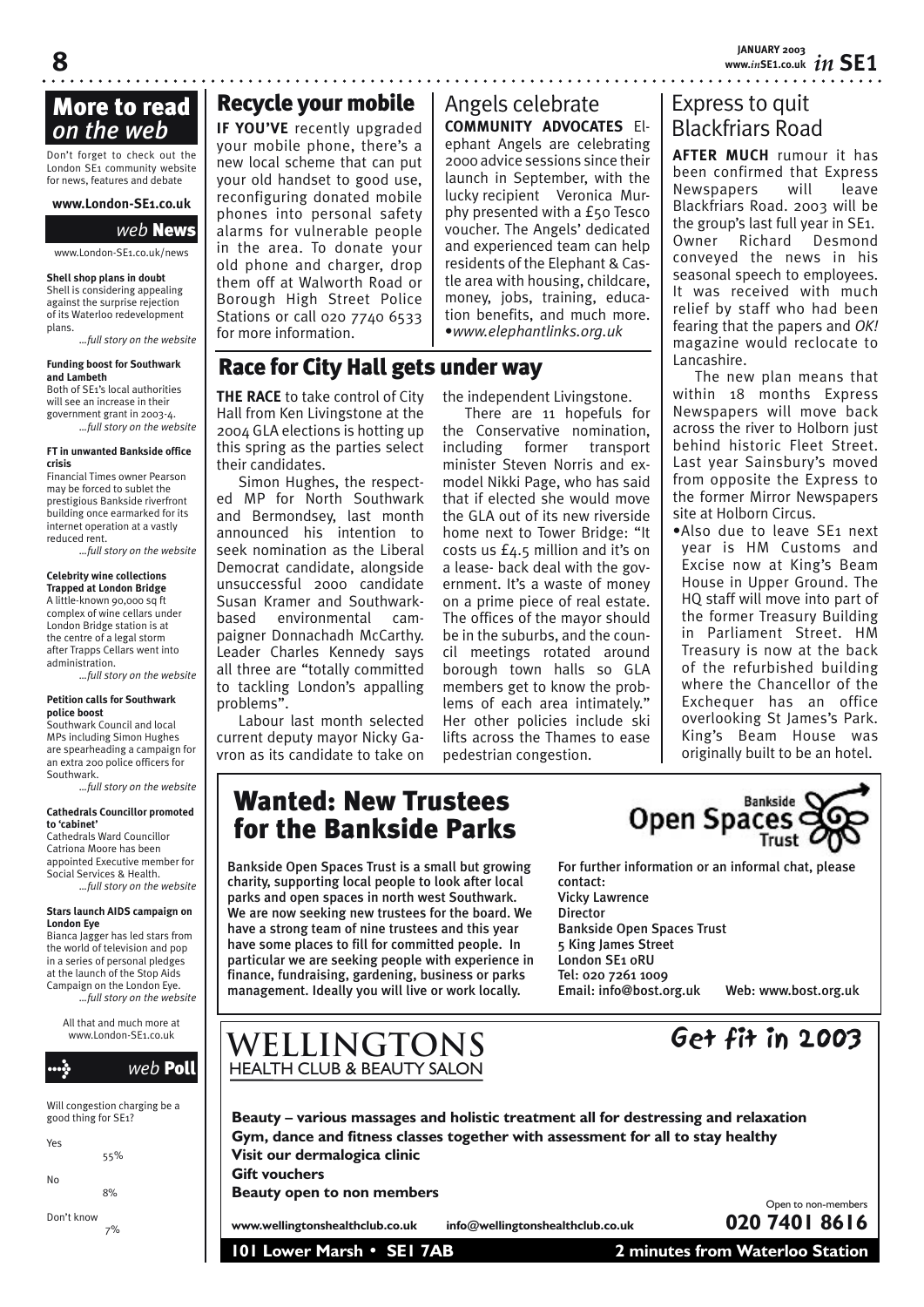## More to read *on the web*

Don't forget to check out the London SE1 community website for news, features and debate

**www.London-SE1.co.uk**

*web* **News**

www.London-SE1.co.uk/news

**Shell shop plans in doubt**
Shell is considering appealing against the surprise rejection of its Waterloo redevelopment plans.
*...full story on the website*

**Funding boost for Southwark and Lambeth**
Both of SE1's local authorities will see an increase in their government grant in 2003-4.
*...full story on the website*

**FT in unwanted Bankside office crisis**
Financial Times owner Pearson may be forced to sublet the prestigious Bankside riverfront building once earmarked for its internet operation at a vastly reduced rent.
*...full story on the website*

**Celebrity wine collections Trapped at London Bridge**
A little-known 90,000 sq ft complex of wine cellars under London Bridge station is at the centre of a legal storm after Trapps Cellars went into administration.
*...full story on the website*

**Petition calls for Southwark police boost**
Southwark Council and local MPs including Simon Hughes are spearheading a campaign for an extra 200 police officers for Southwark.
*...full story on the website*

**Cathedrals Councillor promoted to 'cabinet'**
Cathedrals Ward Councillor Catriona Moore has been appointed Executive member for Social Services & Health.
*...full story on the website*

**Stars launch AIDS campaign on London Eye**
Bianca Jagger has led stars from the world of television and pop in a series of personal pledges at the launch of the Stop Aids Campaign on the London Eye.
*...full story on the website*

All that and much more at www.London-SE1.co.uk

*web* **Poll**

Will congestion charging be a good thing for SE1?

Yes 55%

No 8%

Don't know 7%

## Recycle your mobile

**IF YOU'VE** recently upgraded your mobile phone, there's a new local scheme that can put your old handset to good use, reconfiguring donated mobile phones into personal safety alarms for vulnerable people in the area. To donate your old phone and charger, drop them off at Walworth Road or Borough High Street Police Stations or call 020 7740 6533 for more information.

## Angels celebrate

**COMMUNITY ADVOCATES** Elephant Angels are celebrating 2000 advice sessions since their launch in September, with the lucky recipient Veronica Murphy presented with a £50 Tesco voucher. The Angels' dedicated and experienced team can help residents of the Elephant & Castle area with housing, childcare, money, jobs, training, education benefits, and much more. •*www.elephantlinks.org.uk*

## Race for City Hall gets under way

**THE RACE** to take control of City Hall from Ken Livingstone at the 2004 GLA elections is hotting up this spring as the parties select their candidates.

Simon Hughes, the respected MP for North Southwark and Bermondsey, last month announced his intention to seek nomination as the Liberal Democrat candidate, alongside unsuccessful 2000 candidate Susan Kramer and Southwark-based environmental campaigner Donnachadh McCarthy. Leader Charles Kennedy says all three are "totally committed to tackling London's appalling problems".

Labour last month selected current deputy mayor Nicky Gavron as its candidate to take on the independent Livingstone.

There are 11 hopefuls for the Conservative nomination, including former transport minister Steven Norris and ex-model Nikki Page, who has said that if elected she would move the GLA out of its new riverside home next to Tower Bridge: "It costs us £4.5 million and it's on a lease- back deal with the government. It's a waste of money on a prime piece of real estate. The offices of the mayor should be in the suburbs, and the council meetings rotated around borough town halls so GLA members get to know the problems of each area intimately." Her other policies include ski lifts across the Thames to ease pedestrian congestion.

## Express to quit Blackfriars Road

**AFTER MUCH** rumour it has been confirmed that Express Newspapers will leave Blackfriars Road. 2003 will be the group's last full year in SE1. Owner Richard Desmond conveyed the news in his seasonal speech to employees. It was received with much relief by staff who had been fearing that the papers and *OK!* magazine would relocate to Lancashire.

The new plan means that within 18 months Express Newspapers will move back across the river to Holborn just behind historic Fleet Street. Last year Sainsbury's moved from opposite the Express to the former Mirror Newspapers site at Holborn Circus.

- Also due to leave SE1 next year is HM Customs and Excise now at King's Beam House in Upper Ground. The HQ staff will move into part of the former Treasury Building in Parliament Street. HM Treasury is now at the back of the refurbished building where the Chancellor of the Exchequer has an office overlooking St James's Park. King's Beam House was originally built to be an hotel.

## Wanted: New Trustees for the Bankside Parks

Bankside Open Spaces Trust

Bankside Open Spaces Trust is a small but growing charity, supporting local people to look after local parks and open spaces in north west Southwark. We are now seeking new trustees for the board. We have a strong team of nine trustees and this year have some places to fill for committed people. In particular we are seeking people with experience in finance, fundraising, gardening, business or parks management. Ideally you will live or work locally.

For further information or an informal chat, please contact:
Vicky Lawrence
Director
Bankside Open Spaces Trust
5 King James Street
London SE1 0RU
Tel: 020 7261 1009
Email: info@bost.org.uk Web: www.bost.org.uk

## WELLINGTONS
HEALTH CLUB & BEAUTY SALON

Get fit in 2003

**Beauty – various massages and holistic treatment all for destressing and relaxation**
**Gym, dance and fitness classes together with assessment for all to stay healthy**
**Visit our dermalogica clinic**
**Gift vouchers**
**Beauty open to non members**

www.wellingtonshealthclub.co.uk info@wellingtonshealthclub.co.uk

Open to non-members
**020 7401 8616**

**101 Lower Marsh • SE1 7AB** **2 minutes from Waterloo Station**